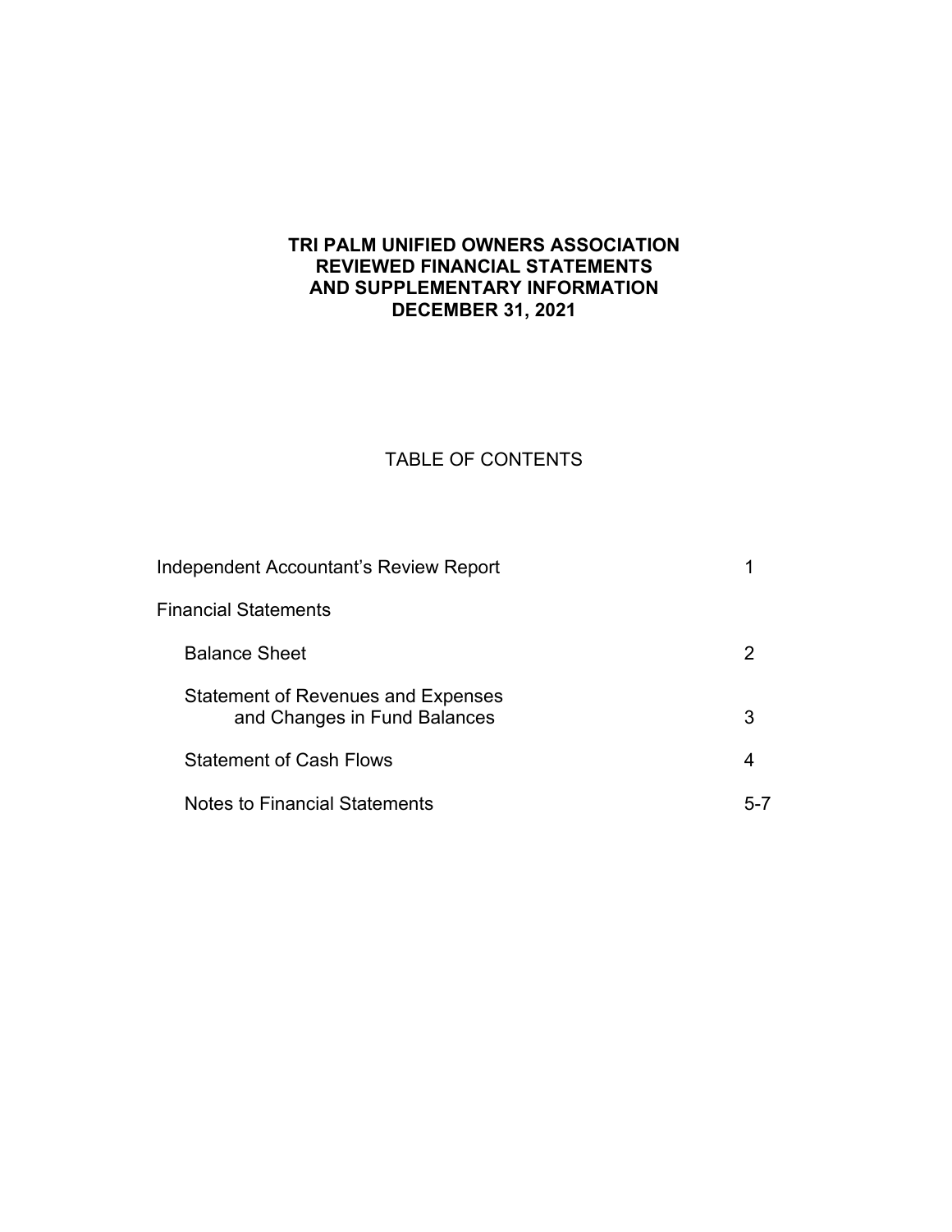# TRI PALM UNIFIED OWNERS ASSOCIATION
## REVIEWED FINANCIAL STATEMENTS
## AND SUPPLEMENTARY INFORMATION
## DECEMBER 31, 2021

TABLE OF CONTENTS

| | |
|---|---|
| Independent Accountant's Review Report | 1 |
| Financial Statements | |
| Balance Sheet | 2 |
| Statement of Revenues and Expenses and Changes in Fund Balances | 3 |
| Statement of Cash Flows | 4 |
| Notes to Financial Statements | 5-7 |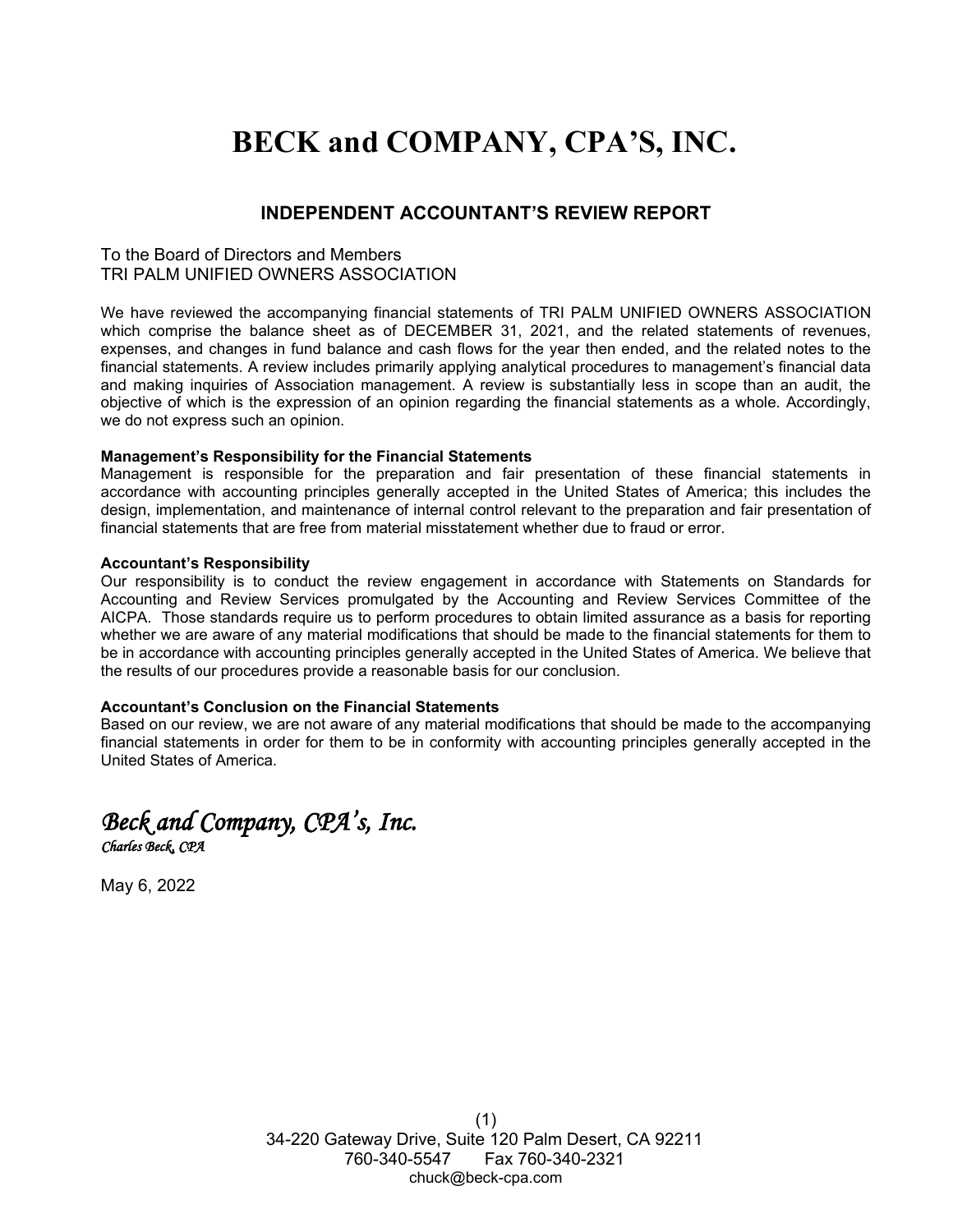# BECK and COMPANY, CPA'S, INC.

## INDEPENDENT ACCOUNTANT'S REVIEW REPORT

To the Board of Directors and Members
TRI PALM UNIFIED OWNERS ASSOCIATION

We have reviewed the accompanying financial statements of TRI PALM UNIFIED OWNERS ASSOCIATION which comprise the balance sheet as of DECEMBER 31, 2021, and the related statements of revenues, expenses, and changes in fund balance and cash flows for the year then ended, and the related notes to the financial statements. A review includes primarily applying analytical procedures to management's financial data and making inquiries of Association management. A review is substantially less in scope than an audit, the objective of which is the expression of an opinion regarding the financial statements as a whole. Accordingly, we do not express such an opinion.

**Management's Responsibility for the Financial Statements**
Management is responsible for the preparation and fair presentation of these financial statements in accordance with accounting principles generally accepted in the United States of America; this includes the design, implementation, and maintenance of internal control relevant to the preparation and fair presentation of financial statements that are free from material misstatement whether due to fraud or error.

**Accountant's Responsibility**
Our responsibility is to conduct the review engagement in accordance with Statements on Standards for Accounting and Review Services promulgated by the Accounting and Review Services Committee of the AICPA. Those standards require us to perform procedures to obtain limited assurance as a basis for reporting whether we are aware of any material modifications that should be made to the financial statements for them to be in accordance with accounting principles generally accepted in the United States of America. We believe that the results of our procedures provide a reasonable basis for our conclusion.

**Accountant's Conclusion on the Financial Statements**
Based on our review, we are not aware of any material modifications that should be made to the accompanying financial statements in order for them to be in conformity with accounting principles generally accepted in the United States of America.

*Beck and Company, CPA's, Inc.*
*Charles Beck, CPA*

May 6, 2022

34-220 Gateway Drive, Suite 120 Palm Desert, CA 92211
760-340-5547 Fax 760-340-2321
chuck@beck-cpa.com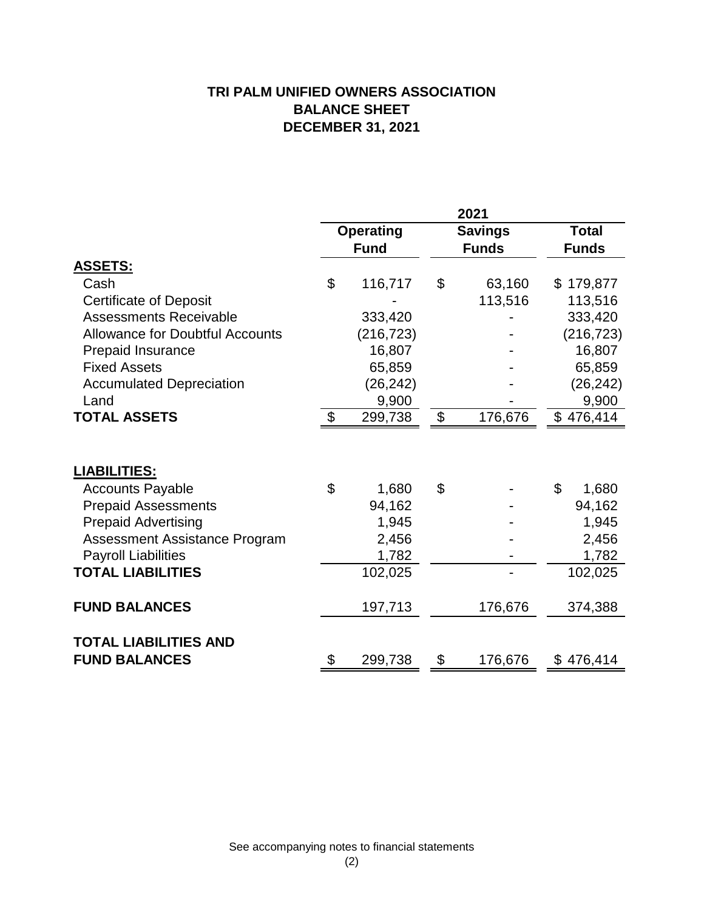# TRI PALM UNIFIED OWNERS ASSOCIATION
## BALANCE SHEET
## DECEMBER 31, 2021

| | 2021 | | |
|---|---|---|---|
| | **Operating Fund** | **Savings Funds** | **Total Funds** |
| **ASSETS:** | | | |
| Cash | $ 116,717 | $ 63,160 | $ 179,877 |
| Certificate of Deposit | - | 113,516 | 113,516 |
| Assessments Receivable | 333,420 | - | 333,420 |
| Allowance for Doubtful Accounts | (216,723) | - | (216,723) |
| Prepaid Insurance | 16,807 | - | 16,807 |
| Fixed Assets | 65,859 | - | 65,859 |
| Accumulated Depreciation | (26,242) | - | (26,242) |
| Land | 9,900 | - | 9,900 |
| **TOTAL ASSETS** | $ 299,738 | $ 176,676 | $ 476,414 |
| | | | |
| **LIABILITIES:** | | | |
| Accounts Payable | $ 1,680 | $ - | $ 1,680 |
| Prepaid Assessments | 94,162 | - | 94,162 |
| Prepaid Advertising | 1,945 | - | 1,945 |
| Assessment Assistance Program | 2,456 | - | 2,456 |
| Payroll Liabilities | 1,782 | - | 1,782 |
| **TOTAL LIABILITIES** | 102,025 | - | 102,025 |
| | | | |
| **FUND BALANCES** | 197,713 | 176,676 | 374,388 |
| | | | |
| **TOTAL LIABILITIES AND FUND BALANCES** | $ 299,738 | $ 176,676 | $ 476,414 |

See accompanying notes to financial statements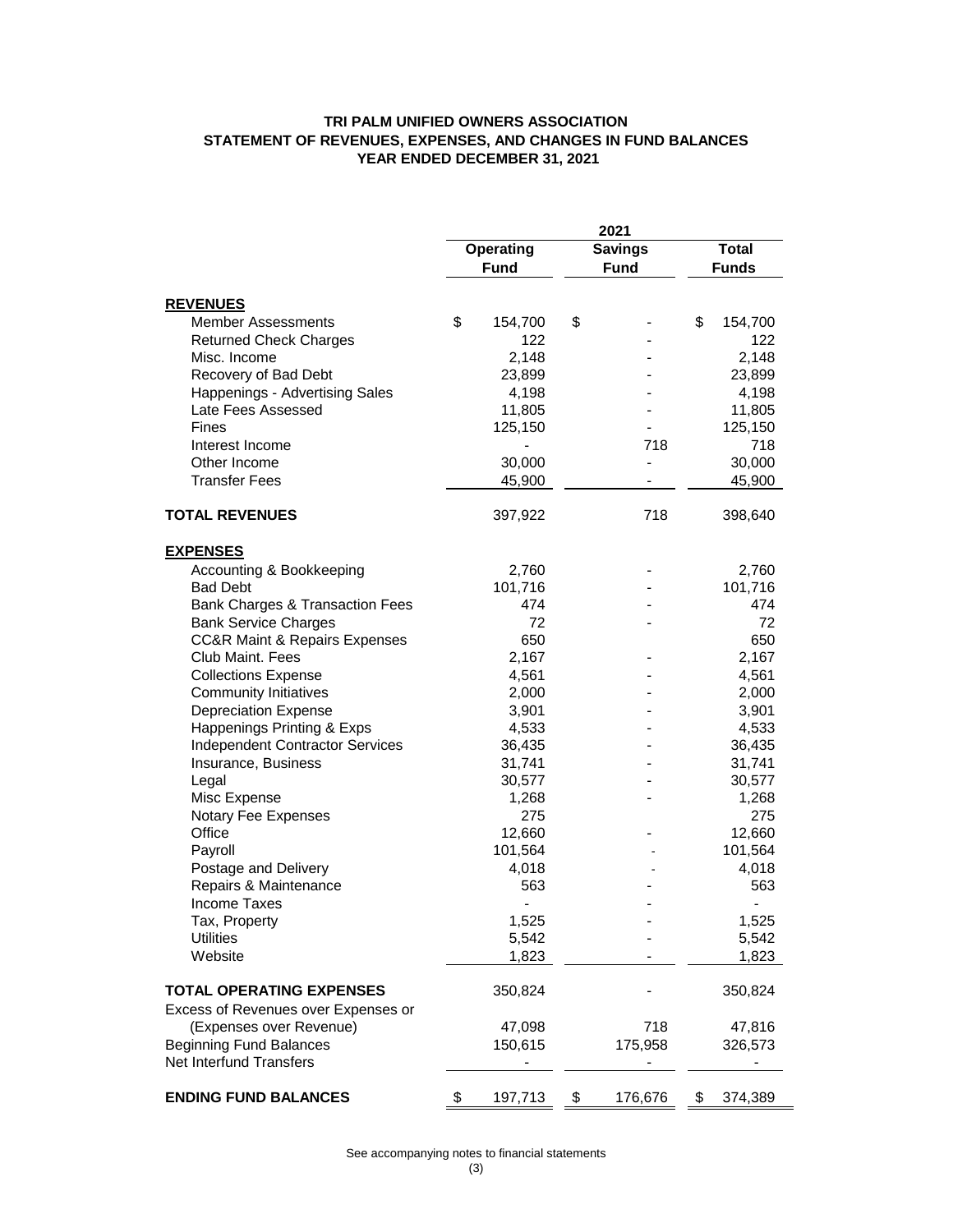# TRI PALM UNIFIED OWNERS ASSOCIATION
## STATEMENT OF REVENUES, EXPENSES, AND CHANGES IN FUND BALANCES
### YEAR ENDED DECEMBER 31, 2021

| | 2021 | | |
|---|---|---|---|
| | **Operating Fund** | **Savings Fund** | **Total Funds** |
| **REVENUES** | | | |
| Member Assessments | $ 154,700 | $ - | $ 154,700 |
| Returned Check Charges | 122 | - | 122 |
| Misc. Income | 2,148 | - | 2,148 |
| Recovery of Bad Debt | 23,899 | - | 23,899 |
| Happenings - Advertising Sales | 4,198 | - | 4,198 |
| Late Fees Assessed | 11,805 | - | 11,805 |
| Fines | 125,150 | - | 125,150 |
| Interest Income | - | 718 | 718 |
| Other Income | 30,000 | - | 30,000 |
| Transfer Fees | 45,900 | - | 45,900 |
| **TOTAL REVENUES** | 397,922 | 718 | 398,640 |
| **EXPENSES** | | | |
| Accounting & Bookkeeping | 2,760 | - | 2,760 |
| Bad Debt | 101,716 | - | 101,716 |
| Bank Charges & Transaction Fees | 474 | - | 474 |
| Bank Service Charges | 72 | - | 72 |
| CC&R Maint & Repairs Expenses | 650 | | 650 |
| Club Maint. Fees | 2,167 | - | 2,167 |
| Collections Expense | 4,561 | - | 4,561 |
| Community Initiatives | 2,000 | - | 2,000 |
| Depreciation Expense | 3,901 | - | 3,901 |
| Happenings Printing & Exps | 4,533 | - | 4,533 |
| Independent Contractor Services | 36,435 | - | 36,435 |
| Insurance, Business | 31,741 | - | 31,741 |
| Legal | 30,577 | - | 30,577 |
| Misc Expense | 1,268 | - | 1,268 |
| Notary Fee Expenses | 275 | | 275 |
| Office | 12,660 | - | 12,660 |
| Payroll | 101,564 | - | 101,564 |
| Postage and Delivery | 4,018 | - | 4,018 |
| Repairs & Maintenance | 563 | - | 563 |
| Income Taxes | - | - | - |
| Tax, Property | 1,525 | - | 1,525 |
| Utilities | 5,542 | - | 5,542 |
| Website | 1,823 | - | 1,823 |
| **TOTAL OPERATING EXPENSES** | 350,824 | - | 350,824 |
| Excess of Revenues over Expenses or (Expenses over Revenue) | 47,098 | 718 | 47,816 |
| Beginning Fund Balances | 150,615 | 175,958 | 326,573 |
| Net Interfund Transfers | - | - | - |
| **ENDING FUND BALANCES** | $ 197,713 | $ 176,676 | $ 374,389 |

See accompanying notes to financial statements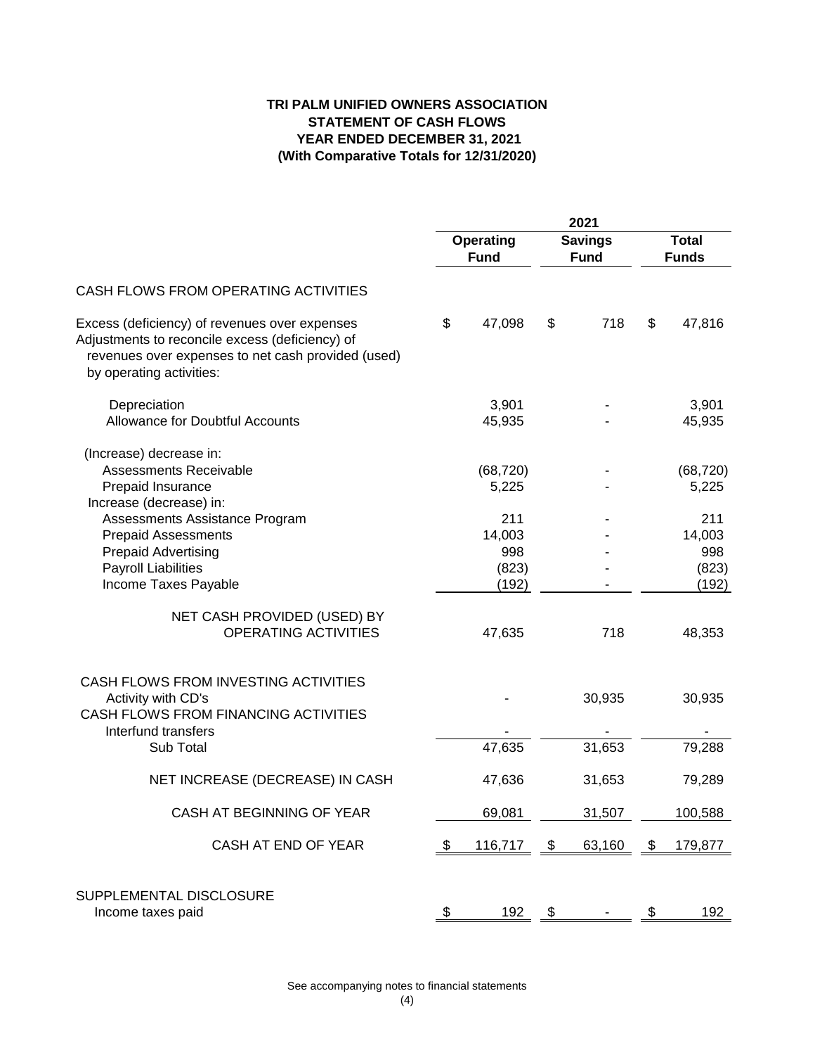**TRI PALM UNIFIED OWNERS ASSOCIATION**
**STATEMENT OF CASH FLOWS**
**YEAR ENDED DECEMBER 31, 2021**
**(With Comparative Totals for 12/31/2020)**

| | 2021 | | |
|---|---|---|---|
| | **Operating Fund** | **Savings Fund** | **Total Funds** |
| CASH FLOWS FROM OPERATING ACTIVITIES | | | |
| Excess (deficiency) of revenues over expenses | $ 47,098 | $ 718 | $ 47,816 |
| Adjustments to reconcile excess (deficiency) of revenues over expenses to net cash provided (used) by operating activities: | | | |
| Depreciation | 3,901 | - | 3,901 |
| Allowance for Doubtful Accounts | 45,935 | - | 45,935 |
| (Increase) decrease in: | | | |
| Assessments Receivable | (68,720) | - | (68,720) |
| Prepaid Insurance | 5,225 | - | 5,225 |
| Increase (decrease) in: | | | |
| Assessments Assistance Program | 211 | - | 211 |
| Prepaid Assessments | 14,003 | - | 14,003 |
| Prepaid Advertising | 998 | - | 998 |
| Payroll Liabilities | (823) | - | (823) |
| Income Taxes Payable | (192) | - | (192) |
| NET CASH PROVIDED (USED) BY OPERATING ACTIVITIES | 47,635 | 718 | 48,353 |
| CASH FLOWS FROM INVESTING ACTIVITIES | | | |
| Activity with CD's | - | 30,935 | 30,935 |
| CASH FLOWS FROM FINANCING ACTIVITIES | | | |
| Interfund transfers | - | - | - |
| Sub Total | 47,635 | 31,653 | 79,288 |
| NET INCREASE (DECREASE) IN CASH | 47,636 | 31,653 | 79,289 |
| CASH AT BEGINNING OF YEAR | 69,081 | 31,507 | 100,588 |
| CASH AT END OF YEAR | $ 116,717 | $ 63,160 | $ 179,877 |
| SUPPLEMENTAL DISCLOSURE | | | |
| Income taxes paid | $ 192 | $ - | $ 192 |

See accompanying notes to financial statements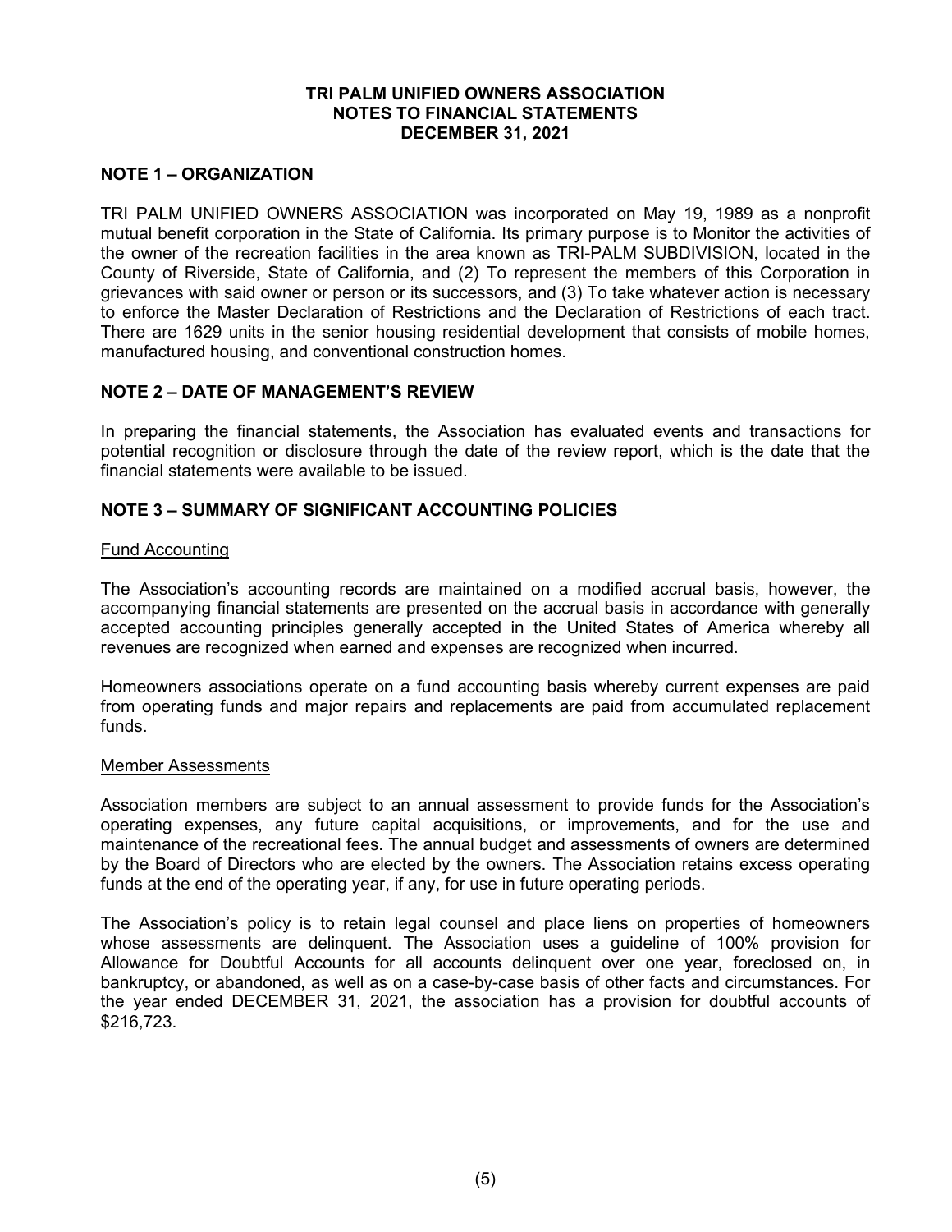**TRI PALM UNIFIED OWNERS ASSOCIATION**
**NOTES TO FINANCIAL STATEMENTS**
**DECEMBER 31, 2021**

## NOTE 1 – ORGANIZATION

TRI PALM UNIFIED OWNERS ASSOCIATION was incorporated on May 19, 1989 as a nonprofit mutual benefit corporation in the State of California. Its primary purpose is to Monitor the activities of the owner of the recreation facilities in the area known as TRI-PALM SUBDIVISION, located in the County of Riverside, State of California, and (2) To represent the members of this Corporation in grievances with said owner or person or its successors, and (3) To take whatever action is necessary to enforce the Master Declaration of Restrictions and the Declaration of Restrictions of each tract. There are 1629 units in the senior housing residential development that consists of mobile homes, manufactured housing, and conventional construction homes.

## NOTE 2 – DATE OF MANAGEMENT'S REVIEW

In preparing the financial statements, the Association has evaluated events and transactions for potential recognition or disclosure through the date of the review report, which is the date that the financial statements were available to be issued.

## NOTE 3 – SUMMARY OF SIGNIFICANT ACCOUNTING POLICIES

### Fund Accounting

The Association's accounting records are maintained on a modified accrual basis, however, the accompanying financial statements are presented on the accrual basis in accordance with generally accepted accounting principles generally accepted in the United States of America whereby all revenues are recognized when earned and expenses are recognized when incurred.

Homeowners associations operate on a fund accounting basis whereby current expenses are paid from operating funds and major repairs and replacements are paid from accumulated replacement funds.

### Member Assessments

Association members are subject to an annual assessment to provide funds for the Association's operating expenses, any future capital acquisitions, or improvements, and for the use and maintenance of the recreational fees. The annual budget and assessments of owners are determined by the Board of Directors who are elected by the owners. The Association retains excess operating funds at the end of the operating year, if any, for use in future operating periods.

The Association's policy is to retain legal counsel and place liens on properties of homeowners whose assessments are delinquent. The Association uses a guideline of 100% provision for Allowance for Doubtful Accounts for all accounts delinquent over one year, foreclosed on, in bankruptcy, or abandoned, as well as on a case-by-case basis of other facts and circumstances. For the year ended DECEMBER 31, 2021, the association has a provision for doubtful accounts of $216,723.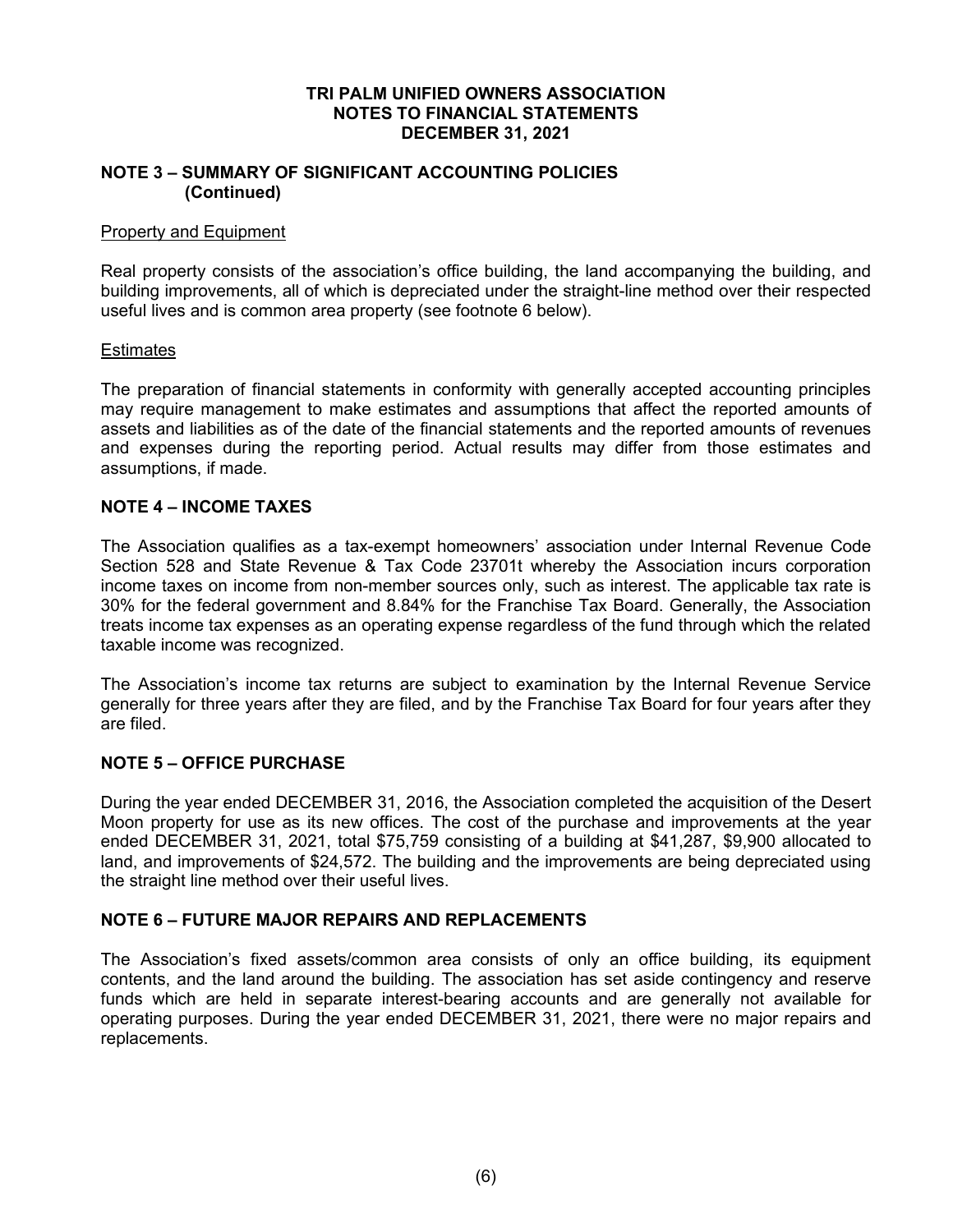# TRI PALM UNIFIED OWNERS ASSOCIATION
## NOTES TO FINANCIAL STATEMENTS
## DECEMBER 31, 2021

### NOTE 3 – SUMMARY OF SIGNIFICANT ACCOUNTING POLICIES (Continued)

Property and Equipment

Real property consists of the association's office building, the land accompanying the building, and building improvements, all of which is depreciated under the straight-line method over their respected useful lives and is common area property (see footnote 6 below).

Estimates

The preparation of financial statements in conformity with generally accepted accounting principles may require management to make estimates and assumptions that affect the reported amounts of assets and liabilities as of the date of the financial statements and the reported amounts of revenues and expenses during the reporting period. Actual results may differ from those estimates and assumptions, if made.

### NOTE 4 – INCOME TAXES

The Association qualifies as a tax-exempt homeowners' association under Internal Revenue Code Section 528 and State Revenue & Tax Code 23701t whereby the Association incurs corporation income taxes on income from non-member sources only, such as interest. The applicable tax rate is 30% for the federal government and 8.84% for the Franchise Tax Board. Generally, the Association treats income tax expenses as an operating expense regardless of the fund through which the related taxable income was recognized.

The Association's income tax returns are subject to examination by the Internal Revenue Service generally for three years after they are filed, and by the Franchise Tax Board for four years after they are filed.

### NOTE 5 – OFFICE PURCHASE

During the year ended DECEMBER 31, 2016, the Association completed the acquisition of the Desert Moon property for use as its new offices. The cost of the purchase and improvements at the year ended DECEMBER 31, 2021, total $75,759 consisting of a building at $41,287, $9,900 allocated to land, and improvements of $24,572. The building and the improvements are being depreciated using the straight line method over their useful lives.

### NOTE 6 – FUTURE MAJOR REPAIRS AND REPLACEMENTS

The Association's fixed assets/common area consists of only an office building, its equipment contents, and the land around the building. The association has set aside contingency and reserve funds which are held in separate interest-bearing accounts and are generally not available for operating purposes. During the year ended DECEMBER 31, 2021, there were no major repairs and replacements.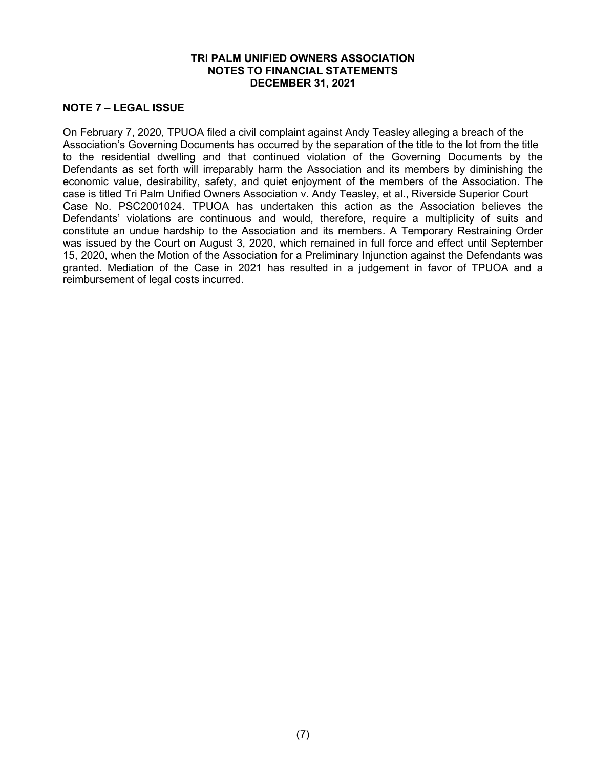# TRI PALM UNIFIED OWNERS ASSOCIATION
## NOTES TO FINANCIAL STATEMENTS
## DECEMBER 31, 2021

### NOTE 7 – LEGAL ISSUE

On February 7, 2020, TPUOA filed a civil complaint against Andy Teasley alleging a breach of the Association's Governing Documents has occurred by the separation of the title to the lot from the title to the residential dwelling and that continued violation of the Governing Documents by the Defendants as set forth will irreparably harm the Association and its members by diminishing the economic value, desirability, safety, and quiet enjoyment of the members of the Association. The case is titled Tri Palm Unified Owners Association v. Andy Teasley, et al., Riverside Superior Court Case No. PSC2001024. TPUOA has undertaken this action as the Association believes the Defendants' violations are continuous and would, therefore, require a multiplicity of suits and constitute an undue hardship to the Association and its members. A Temporary Restraining Order was issued by the Court on August 3, 2020, which remained in full force and effect until September 15, 2020, when the Motion of the Association for a Preliminary Injunction against the Defendants was granted. Mediation of the Case in 2021 has resulted in a judgement in favor of TPUOA and a reimbursement of legal costs incurred.